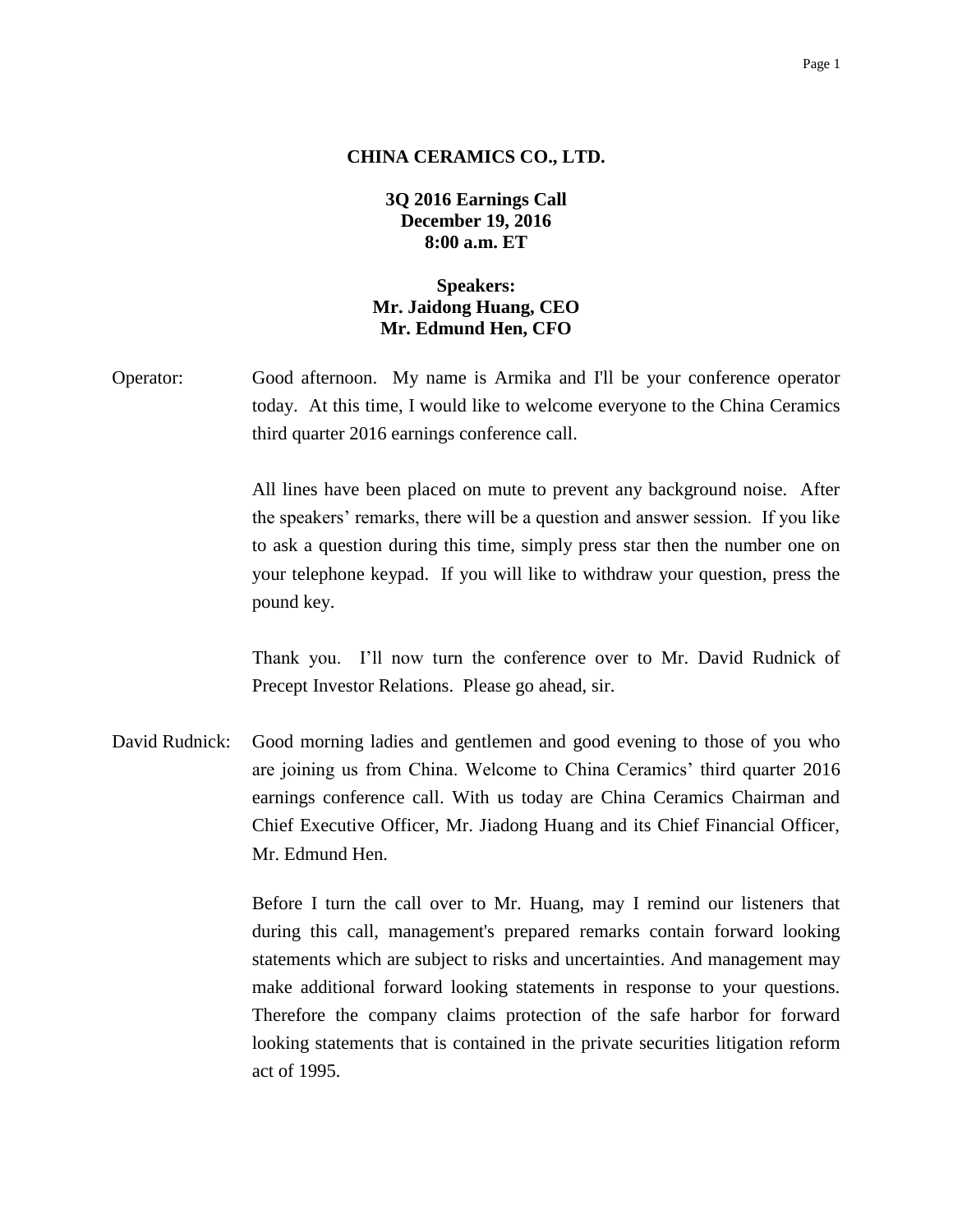**CHINA CERAMICS CO., LTD.**

**3Q 2016 Earnings Call**
**December 19, 2016**
**8:00 a.m. ET**

**Speakers:**
**Mr. Jaidong Huang, CEO**
**Mr. Edmund Hen, CFO**

Operator: Good afternoon. My name is Armika and I'll be your conference operator today. At this time, I would like to welcome everyone to the China Ceramics third quarter 2016 earnings conference call.

All lines have been placed on mute to prevent any background noise. After the speakers' remarks, there will be a question and answer session. If you like to ask a question during this time, simply press star then the number one on your telephone keypad. If you will like to withdraw your question, press the pound key.

Thank you. I'll now turn the conference over to Mr. David Rudnick of Precept Investor Relations. Please go ahead, sir.

David Rudnick: Good morning ladies and gentlemen and good evening to those of you who are joining us from China. Welcome to China Ceramics' third quarter 2016 earnings conference call. With us today are China Ceramics Chairman and Chief Executive Officer, Mr. Jiadong Huang and its Chief Financial Officer, Mr. Edmund Hen.

Before I turn the call over to Mr. Huang, may I remind our listeners that during this call, management's prepared remarks contain forward looking statements which are subject to risks and uncertainties. And management may make additional forward looking statements in response to your questions. Therefore the company claims protection of the safe harbor for forward looking statements that is contained in the private securities litigation reform act of 1995.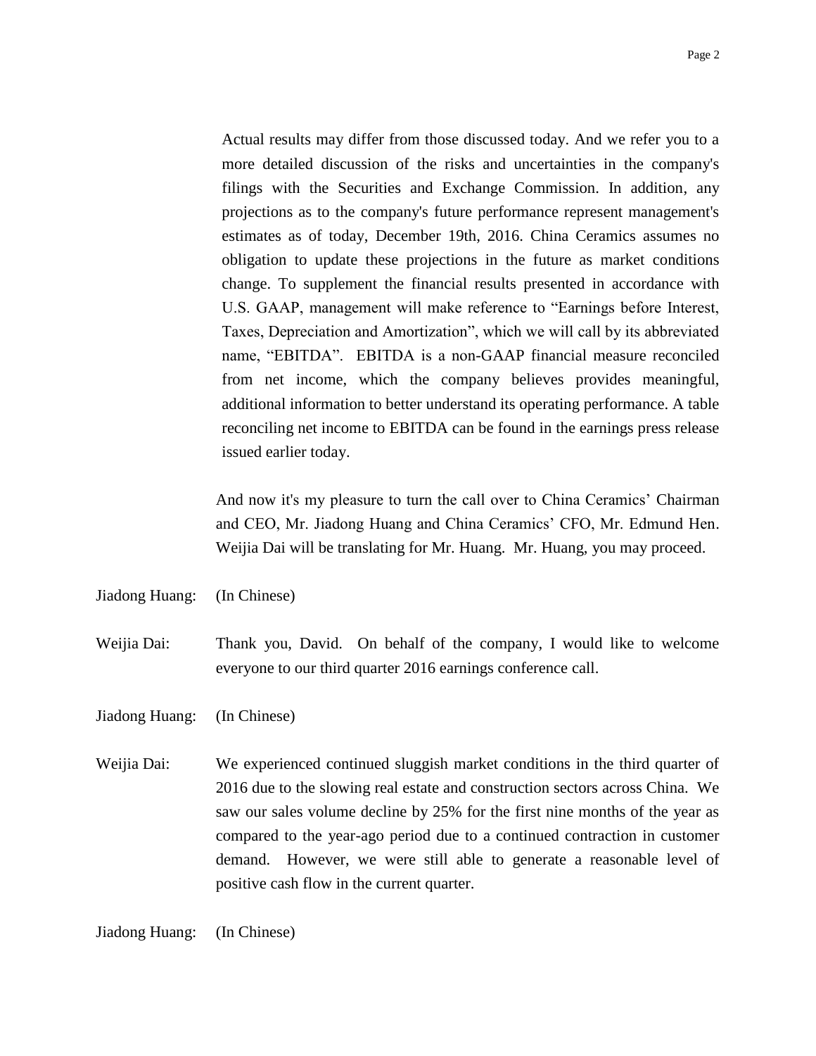Actual results may differ from those discussed today. And we refer you to a more detailed discussion of the risks and uncertainties in the company's filings with the Securities and Exchange Commission. In addition, any projections as to the company's future performance represent management's estimates as of today, December 19th, 2016. China Ceramics assumes no obligation to update these projections in the future as market conditions change. To supplement the financial results presented in accordance with U.S. GAAP, management will make reference to "Earnings before Interest, Taxes, Depreciation and Amortization", which we will call by its abbreviated name, "EBITDA". EBITDA is a non-GAAP financial measure reconciled from net income, which the company believes provides meaningful, additional information to better understand its operating performance. A table reconciling net income to EBITDA can be found in the earnings press release issued earlier today.

And now it's my pleasure to turn the call over to China Ceramics' Chairman and CEO, Mr. Jiadong Huang and China Ceramics' CFO, Mr. Edmund Hen. Weijia Dai will be translating for Mr. Huang. Mr. Huang, you may proceed.

Jiadong Huang: (In Chinese)

Weijia Dai: Thank you, David. On behalf of the company, I would like to welcome everyone to our third quarter 2016 earnings conference call.

Jiadong Huang: (In Chinese)

Weijia Dai: We experienced continued sluggish market conditions in the third quarter of 2016 due to the slowing real estate and construction sectors across China. We saw our sales volume decline by 25% for the first nine months of the year as compared to the year-ago period due to a continued contraction in customer demand. However, we were still able to generate a reasonable level of positive cash flow in the current quarter.

Jiadong Huang: (In Chinese)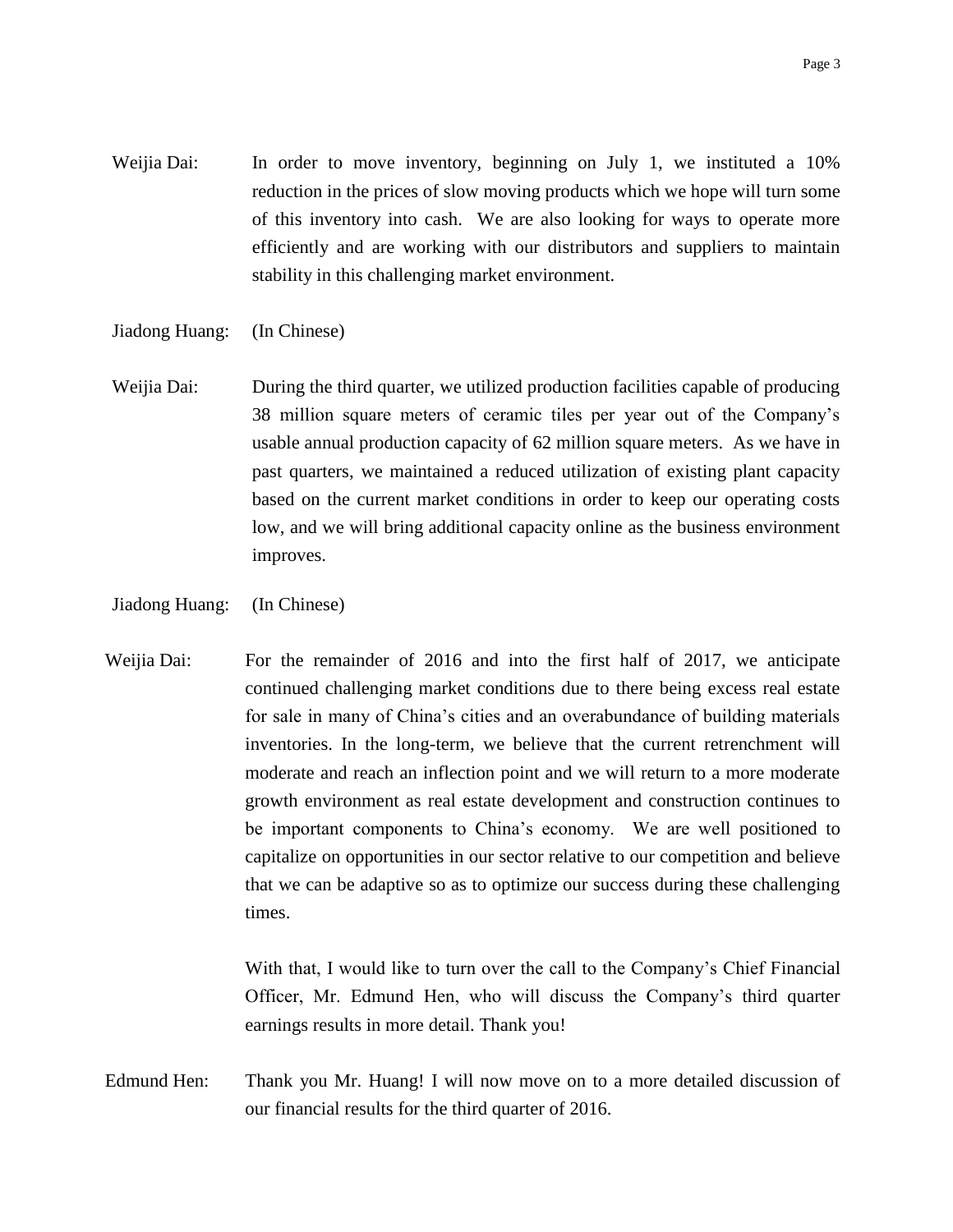Weijia Dai: In order to move inventory, beginning on July 1, we instituted a 10% reduction in the prices of slow moving products which we hope will turn some of this inventory into cash. We are also looking for ways to operate more efficiently and are working with our distributors and suppliers to maintain stability in this challenging market environment.

Jiadong Huang: (In Chinese)

Weijia Dai: During the third quarter, we utilized production facilities capable of producing 38 million square meters of ceramic tiles per year out of the Company's usable annual production capacity of 62 million square meters. As we have in past quarters, we maintained a reduced utilization of existing plant capacity based on the current market conditions in order to keep our operating costs low, and we will bring additional capacity online as the business environment improves.

Jiadong Huang: (In Chinese)

Weijia Dai: For the remainder of 2016 and into the first half of 2017, we anticipate continued challenging market conditions due to there being excess real estate for sale in many of China's cities and an overabundance of building materials inventories. In the long-term, we believe that the current retrenchment will moderate and reach an inflection point and we will return to a more moderate growth environment as real estate development and construction continues to be important components to China's economy. We are well positioned to capitalize on opportunities in our sector relative to our competition and believe that we can be adaptive so as to optimize our success during these challenging times.

With that, I would like to turn over the call to the Company's Chief Financial Officer, Mr. Edmund Hen, who will discuss the Company's third quarter earnings results in more detail. Thank you!

Edmund Hen: Thank you Mr. Huang! I will now move on to a more detailed discussion of our financial results for the third quarter of 2016.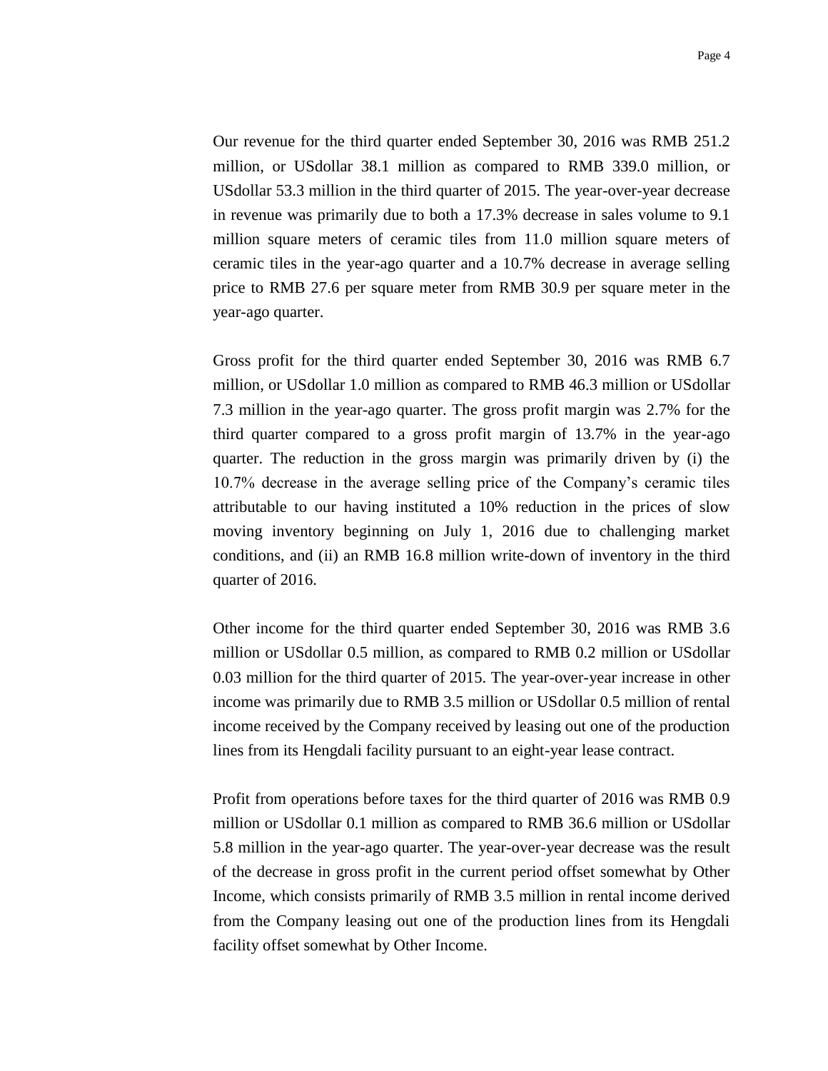Our revenue for the third quarter ended September 30, 2016 was RMB 251.2 million, or USdollar 38.1 million as compared to RMB 339.0 million, or USdollar 53.3 million in the third quarter of 2015. The year-over-year decrease in revenue was primarily due to both a 17.3% decrease in sales volume to 9.1 million square meters of ceramic tiles from 11.0 million square meters of ceramic tiles in the year-ago quarter and a 10.7% decrease in average selling price to RMB 27.6 per square meter from RMB 30.9 per square meter in the year-ago quarter.

Gross profit for the third quarter ended September 30, 2016 was RMB 6.7 million, or USdollar 1.0 million as compared to RMB 46.3 million or USdollar 7.3 million in the year-ago quarter. The gross profit margin was 2.7% for the third quarter compared to a gross profit margin of 13.7% in the year-ago quarter. The reduction in the gross margin was primarily driven by (i) the 10.7% decrease in the average selling price of the Company's ceramic tiles attributable to our having instituted a 10% reduction in the prices of slow moving inventory beginning on July 1, 2016 due to challenging market conditions, and (ii) an RMB 16.8 million write-down of inventory in the third quarter of 2016.

Other income for the third quarter ended September 30, 2016 was RMB 3.6 million or USdollar 0.5 million, as compared to RMB 0.2 million or USdollar 0.03 million for the third quarter of 2015. The year-over-year increase in other income was primarily due to RMB 3.5 million or USdollar 0.5 million of rental income received by the Company received by leasing out one of the production lines from its Hengdali facility pursuant to an eight-year lease contract.

Profit from operations before taxes for the third quarter of 2016 was RMB 0.9 million or USdollar 0.1 million as compared to RMB 36.6 million or USdollar 5.8 million in the year-ago quarter. The year-over-year decrease was the result of the decrease in gross profit in the current period offset somewhat by Other Income, which consists primarily of RMB 3.5 million in rental income derived from the Company leasing out one of the production lines from its Hengdali facility offset somewhat by Other Income.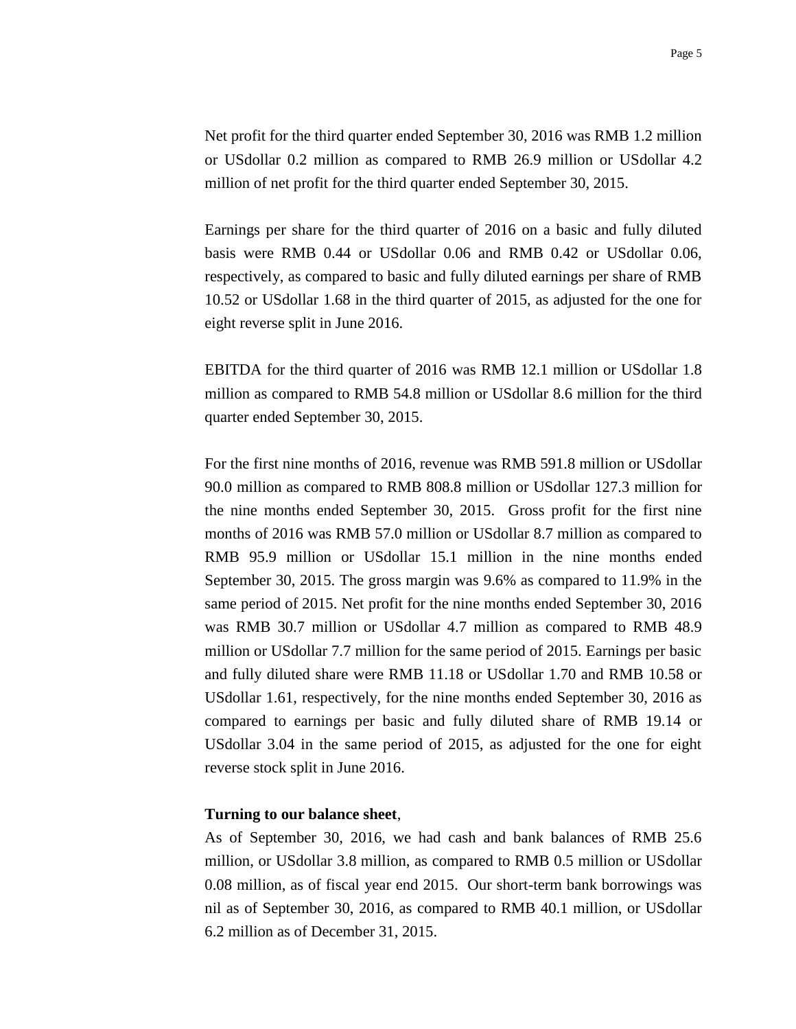Net profit for the third quarter ended September 30, 2016 was RMB 1.2 million or USdollar 0.2 million as compared to RMB 26.9 million or USdollar 4.2 million of net profit for the third quarter ended September 30, 2015.

Earnings per share for the third quarter of 2016 on a basic and fully diluted basis were RMB 0.44 or USdollar 0.06 and RMB 0.42 or USdollar 0.06, respectively, as compared to basic and fully diluted earnings per share of RMB 10.52 or USdollar 1.68 in the third quarter of 2015, as adjusted for the one for eight reverse split in June 2016.

EBITDA for the third quarter of 2016 was RMB 12.1 million or USdollar 1.8 million as compared to RMB 54.8 million or USdollar 8.6 million for the third quarter ended September 30, 2015.

For the first nine months of 2016, revenue was RMB 591.8 million or USdollar 90.0 million as compared to RMB 808.8 million or USdollar 127.3 million for the nine months ended September 30, 2015. Gross profit for the first nine months of 2016 was RMB 57.0 million or USdollar 8.7 million as compared to RMB 95.9 million or USdollar 15.1 million in the nine months ended September 30, 2015. The gross margin was 9.6% as compared to 11.9% in the same period of 2015. Net profit for the nine months ended September 30, 2016 was RMB 30.7 million or USdollar 4.7 million as compared to RMB 48.9 million or USdollar 7.7 million for the same period of 2015. Earnings per basic and fully diluted share were RMB 11.18 or USdollar 1.70 and RMB 10.58 or USdollar 1.61, respectively, for the nine months ended September 30, 2016 as compared to earnings per basic and fully diluted share of RMB 19.14 or USdollar 3.04 in the same period of 2015, as adjusted for the one for eight reverse stock split in June 2016.

**Turning to our balance sheet**,

As of September 30, 2016, we had cash and bank balances of RMB 25.6 million, or USdollar 3.8 million, as compared to RMB 0.5 million or USdollar 0.08 million, as of fiscal year end 2015. Our short-term bank borrowings was nil as of September 30, 2016, as compared to RMB 40.1 million, or USdollar 6.2 million as of December 31, 2015.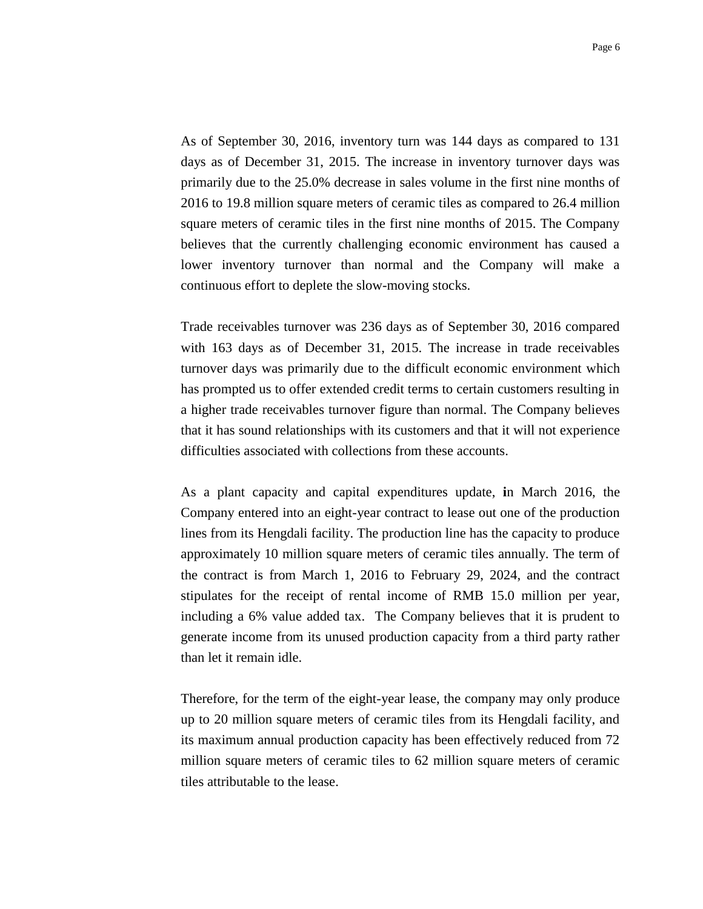As of September 30, 2016, inventory turn was 144 days as compared to 131 days as of December 31, 2015. The increase in inventory turnover days was primarily due to the 25.0% decrease in sales volume in the first nine months of 2016 to 19.8 million square meters of ceramic tiles as compared to 26.4 million square meters of ceramic tiles in the first nine months of 2015. The Company believes that the currently challenging economic environment has caused a lower inventory turnover than normal and the Company will make a continuous effort to deplete the slow-moving stocks.

Trade receivables turnover was 236 days as of September 30, 2016 compared with 163 days as of December 31, 2015. The increase in trade receivables turnover days was primarily due to the difficult economic environment which has prompted us to offer extended credit terms to certain customers resulting in a higher trade receivables turnover figure than normal. The Company believes that it has sound relationships with its customers and that it will not experience difficulties associated with collections from these accounts.

As a plant capacity and capital expenditures update, **i**n March 2016, the Company entered into an eight-year contract to lease out one of the production lines from its Hengdali facility. The production line has the capacity to produce approximately 10 million square meters of ceramic tiles annually. The term of the contract is from March 1, 2016 to February 29, 2024, and the contract stipulates for the receipt of rental income of RMB 15.0 million per year, including a 6% value added tax. The Company believes that it is prudent to generate income from its unused production capacity from a third party rather than let it remain idle.

Therefore, for the term of the eight-year lease, the company may only produce up to 20 million square meters of ceramic tiles from its Hengdali facility, and its maximum annual production capacity has been effectively reduced from 72 million square meters of ceramic tiles to 62 million square meters of ceramic tiles attributable to the lease.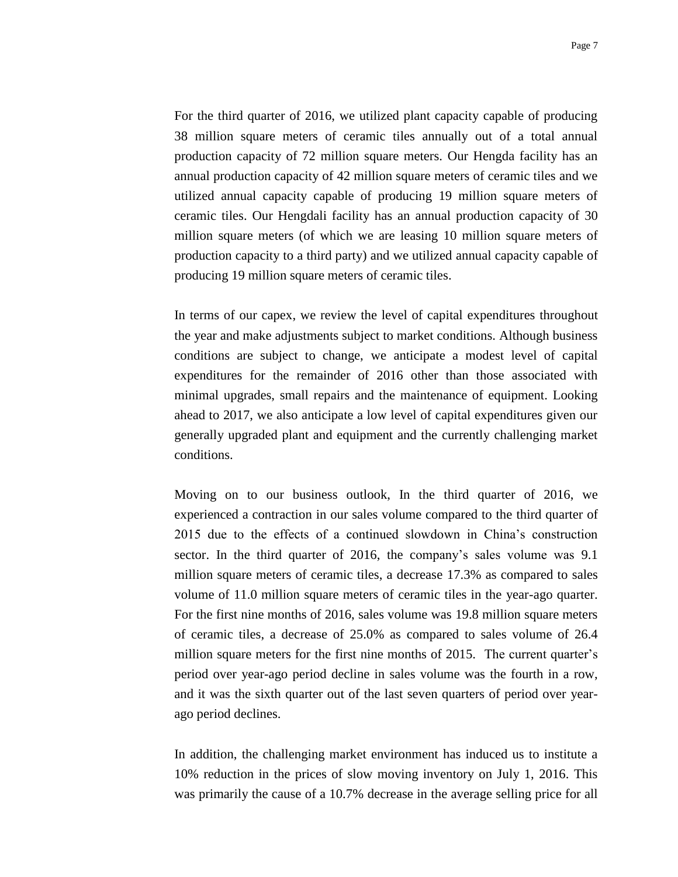For the third quarter of 2016, we utilized plant capacity capable of producing 38 million square meters of ceramic tiles annually out of a total annual production capacity of 72 million square meters. Our Hengda facility has an annual production capacity of 42 million square meters of ceramic tiles and we utilized annual capacity capable of producing 19 million square meters of ceramic tiles. Our Hengdali facility has an annual production capacity of 30 million square meters (of which we are leasing 10 million square meters of production capacity to a third party) and we utilized annual capacity capable of producing 19 million square meters of ceramic tiles.

In terms of our capex, we review the level of capital expenditures throughout the year and make adjustments subject to market conditions. Although business conditions are subject to change, we anticipate a modest level of capital expenditures for the remainder of 2016 other than those associated with minimal upgrades, small repairs and the maintenance of equipment. Looking ahead to 2017, we also anticipate a low level of capital expenditures given our generally upgraded plant and equipment and the currently challenging market conditions.

Moving on to our business outlook, In the third quarter of 2016, we experienced a contraction in our sales volume compared to the third quarter of 2015 due to the effects of a continued slowdown in China's construction sector. In the third quarter of 2016, the company's sales volume was 9.1 million square meters of ceramic tiles, a decrease 17.3% as compared to sales volume of 11.0 million square meters of ceramic tiles in the year-ago quarter. For the first nine months of 2016, sales volume was 19.8 million square meters of ceramic tiles, a decrease of 25.0% as compared to sales volume of 26.4 million square meters for the first nine months of 2015. The current quarter's period over year-ago period decline in sales volume was the fourth in a row, and it was the sixth quarter out of the last seven quarters of period over year-ago period declines.

In addition, the challenging market environment has induced us to institute a 10% reduction in the prices of slow moving inventory on July 1, 2016. This was primarily the cause of a 10.7% decrease in the average selling price for all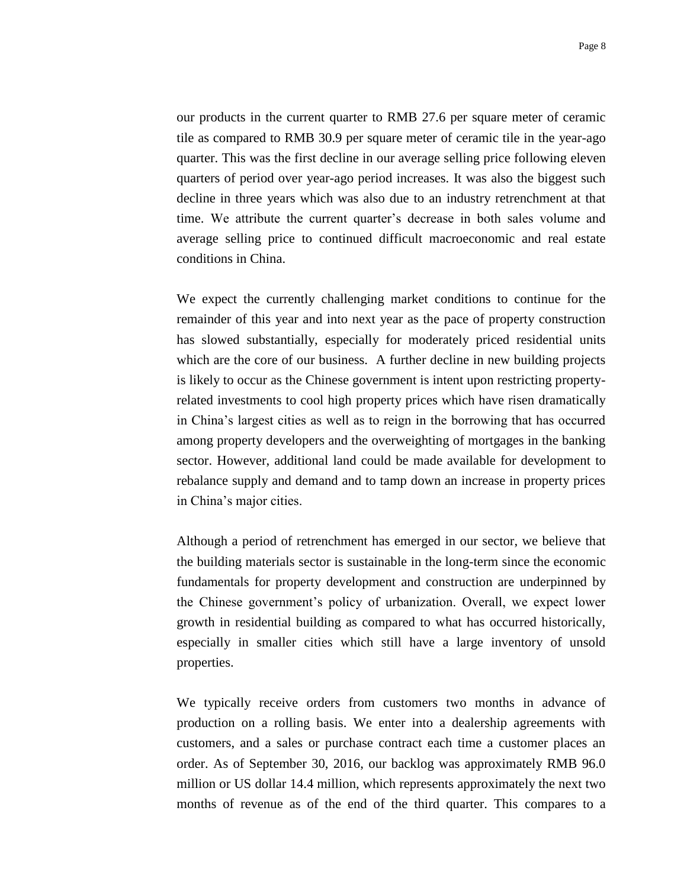our products in the current quarter to RMB 27.6 per square meter of ceramic tile as compared to RMB 30.9 per square meter of ceramic tile in the year-ago quarter. This was the first decline in our average selling price following eleven quarters of period over year-ago period increases. It was also the biggest such decline in three years which was also due to an industry retrenchment at that time. We attribute the current quarter's decrease in both sales volume and average selling price to continued difficult macroeconomic and real estate conditions in China.

We expect the currently challenging market conditions to continue for the remainder of this year and into next year as the pace of property construction has slowed substantially, especially for moderately priced residential units which are the core of our business. A further decline in new building projects is likely to occur as the Chinese government is intent upon restricting property-related investments to cool high property prices which have risen dramatically in China's largest cities as well as to reign in the borrowing that has occurred among property developers and the overweighting of mortgages in the banking sector. However, additional land could be made available for development to rebalance supply and demand and to tamp down an increase in property prices in China's major cities.

Although a period of retrenchment has emerged in our sector, we believe that the building materials sector is sustainable in the long-term since the economic fundamentals for property development and construction are underpinned by the Chinese government's policy of urbanization. Overall, we expect lower growth in residential building as compared to what has occurred historically, especially in smaller cities which still have a large inventory of unsold properties.

We typically receive orders from customers two months in advance of production on a rolling basis. We enter into a dealership agreements with customers, and a sales or purchase contract each time a customer places an order. As of September 30, 2016, our backlog was approximately RMB 96.0 million or US dollar 14.4 million, which represents approximately the next two months of revenue as of the end of the third quarter. This compares to a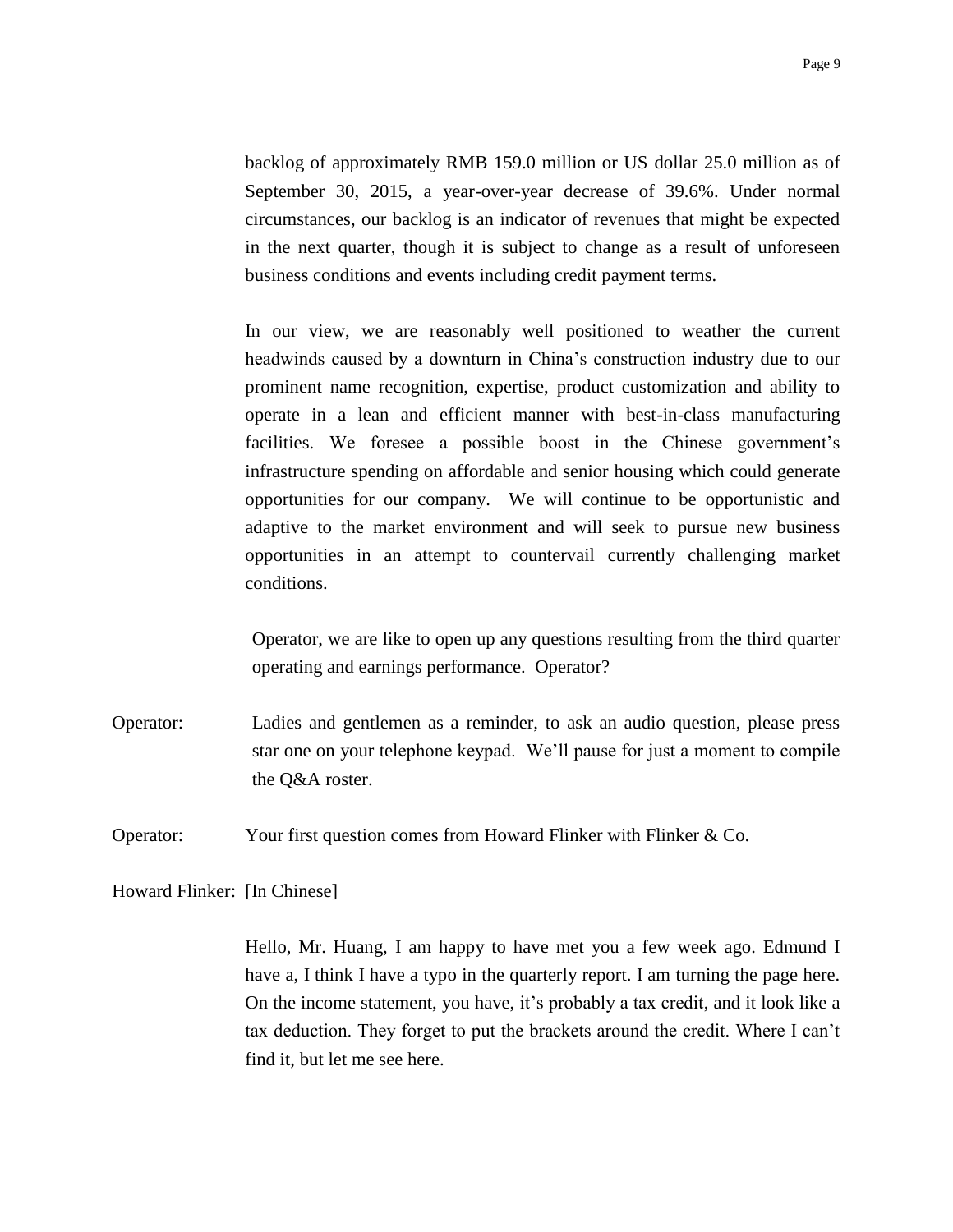backlog of approximately RMB 159.0 million or US dollar 25.0 million as of September 30, 2015, a year-over-year decrease of 39.6%. Under normal circumstances, our backlog is an indicator of revenues that might be expected in the next quarter, though it is subject to change as a result of unforeseen business conditions and events including credit payment terms.

In our view, we are reasonably well positioned to weather the current headwinds caused by a downturn in China's construction industry due to our prominent name recognition, expertise, product customization and ability to operate in a lean and efficient manner with best-in-class manufacturing facilities. We foresee a possible boost in the Chinese government's infrastructure spending on affordable and senior housing which could generate opportunities for our company. We will continue to be opportunistic and adaptive to the market environment and will seek to pursue new business opportunities in an attempt to countervail currently challenging market conditions.

Operator, we are like to open up any questions resulting from the third quarter operating and earnings performance. Operator?

Operator: Ladies and gentlemen as a reminder, to ask an audio question, please press star one on your telephone keypad. We'll pause for just a moment to compile the Q&A roster.

Operator: Your first question comes from Howard Flinker with Flinker & Co.

Howard Flinker: [In Chinese]

Hello, Mr. Huang, I am happy to have met you a few week ago. Edmund I have a, I think I have a typo in the quarterly report. I am turning the page here. On the income statement, you have, it's probably a tax credit, and it look like a tax deduction. They forget to put the brackets around the credit. Where I can't find it, but let me see here.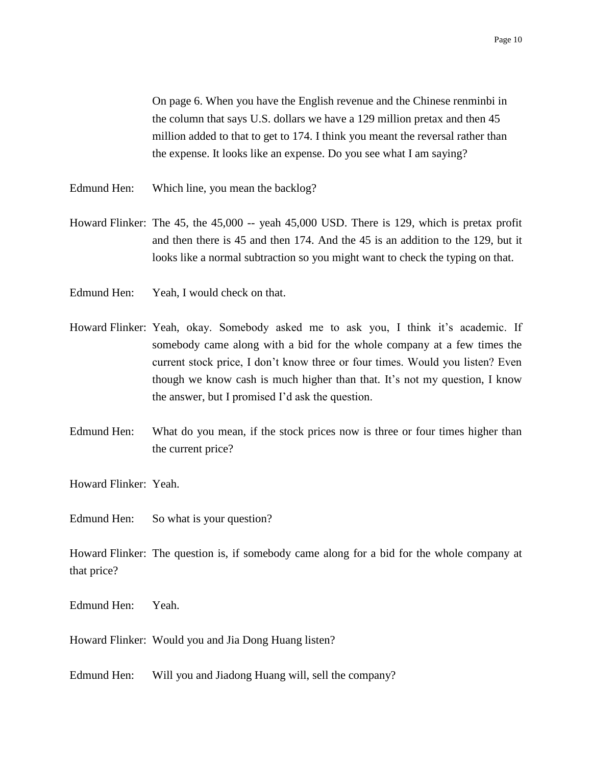On page 6. When you have the English revenue and the Chinese renminbi in the column that says U.S. dollars we have a 129 million pretax and then 45 million added to that to get to 174. I think you meant the reversal rather than the expense. It looks like an expense. Do you see what I am saying?

Edmund Hen: Which line, you mean the backlog?

Howard Flinker: The 45, the 45,000 -- yeah 45,000 USD. There is 129, which is pretax profit and then there is 45 and then 174. And the 45 is an addition to the 129, but it looks like a normal subtraction so you might want to check the typing on that.

Edmund Hen: Yeah, I would check on that.

Howard Flinker: Yeah, okay. Somebody asked me to ask you, I think it's academic. If somebody came along with a bid for the whole company at a few times the current stock price, I don't know three or four times. Would you listen? Even though we know cash is much higher than that. It's not my question, I know the answer, but I promised I'd ask the question.

Edmund Hen: What do you mean, if the stock prices now is three or four times higher than the current price?

Howard Flinker: Yeah.

Edmund Hen: So what is your question?

Howard Flinker: The question is, if somebody came along for a bid for the whole company at that price?

Edmund Hen: Yeah.

Howard Flinker: Would you and Jia Dong Huang listen?

Edmund Hen: Will you and Jiadong Huang will, sell the company?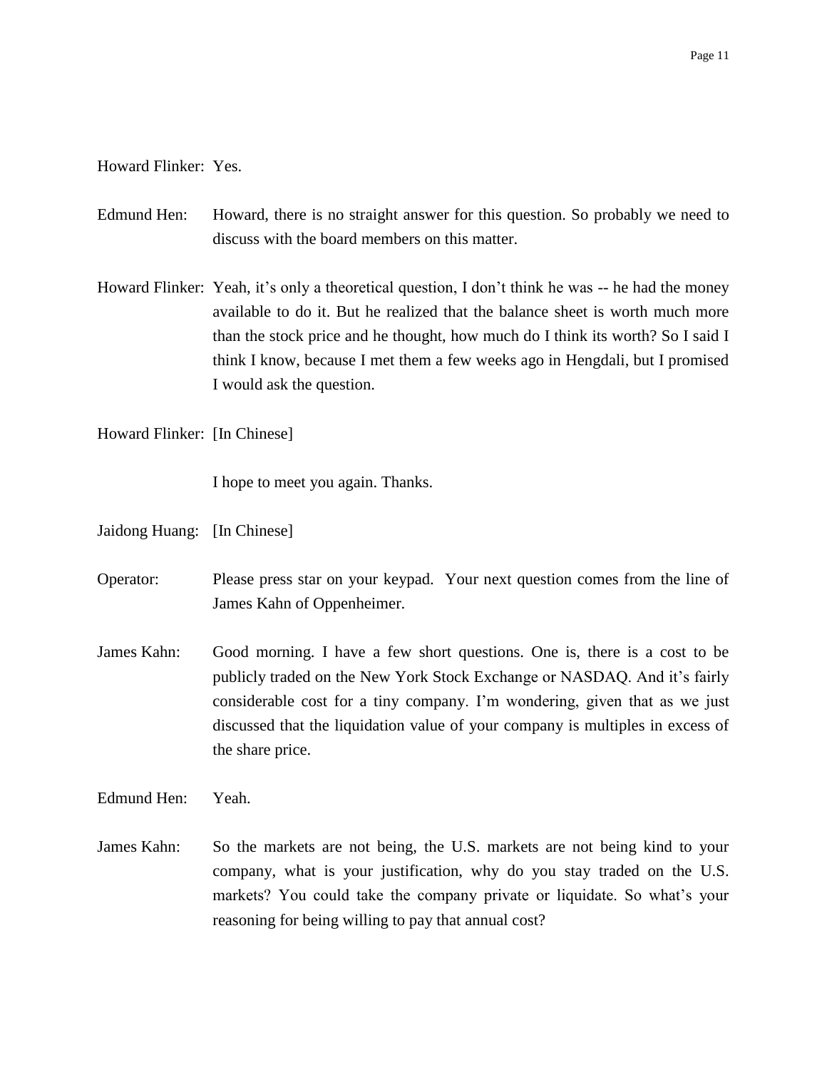Howard Flinker: Yes.

Edmund Hen: Howard, there is no straight answer for this question. So probably we need to discuss with the board members on this matter.

Howard Flinker: Yeah, it's only a theoretical question, I don't think he was -- he had the money available to do it. But he realized that the balance sheet is worth much more than the stock price and he thought, how much do I think its worth? So I said I think I know, because I met them a few weeks ago in Hengdali, but I promised I would ask the question.

Howard Flinker: [In Chinese]

I hope to meet you again. Thanks.

Jaidong Huang: [In Chinese]

Operator: Please press star on your keypad. Your next question comes from the line of James Kahn of Oppenheimer.

James Kahn: Good morning. I have a few short questions. One is, there is a cost to be publicly traded on the New York Stock Exchange or NASDAQ. And it's fairly considerable cost for a tiny company. I'm wondering, given that as we just discussed that the liquidation value of your company is multiples in excess of the share price.

Edmund Hen: Yeah.

James Kahn: So the markets are not being, the U.S. markets are not being kind to your company, what is your justification, why do you stay traded on the U.S. markets? You could take the company private or liquidate. So what's your reasoning for being willing to pay that annual cost?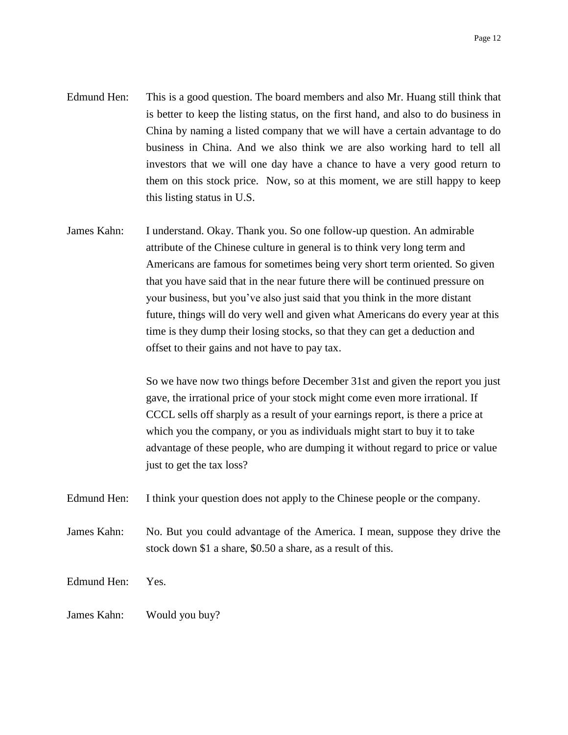Edmund Hen: This is a good question. The board members and also Mr. Huang still think that is better to keep the listing status, on the first hand, and also to do business in China by naming a listed company that we will have a certain advantage to do business in China. And we also think we are also working hard to tell all investors that we will one day have a chance to have a very good return to them on this stock price. Now, so at this moment, we are still happy to keep this listing status in U.S.

James Kahn: I understand. Okay. Thank you. So one follow-up question. An admirable attribute of the Chinese culture in general is to think very long term and Americans are famous for sometimes being very short term oriented. So given that you have said that in the near future there will be continued pressure on your business, but you've also just said that you think in the more distant future, things will do very well and given what Americans do every year at this time is they dump their losing stocks, so that they can get a deduction and offset to their gains and not have to pay tax.

So we have now two things before December 31st and given the report you just gave, the irrational price of your stock might come even more irrational. If CCCL sells off sharply as a result of your earnings report, is there a price at which you the company, or you as individuals might start to buy it to take advantage of these people, who are dumping it without regard to price or value just to get the tax loss?

Edmund Hen: I think your question does not apply to the Chinese people or the company.

James Kahn: No. But you could advantage of the America. I mean, suppose they drive the stock down $1 a share, $0.50 a share, as a result of this.

Edmund Hen: Yes.

James Kahn: Would you buy?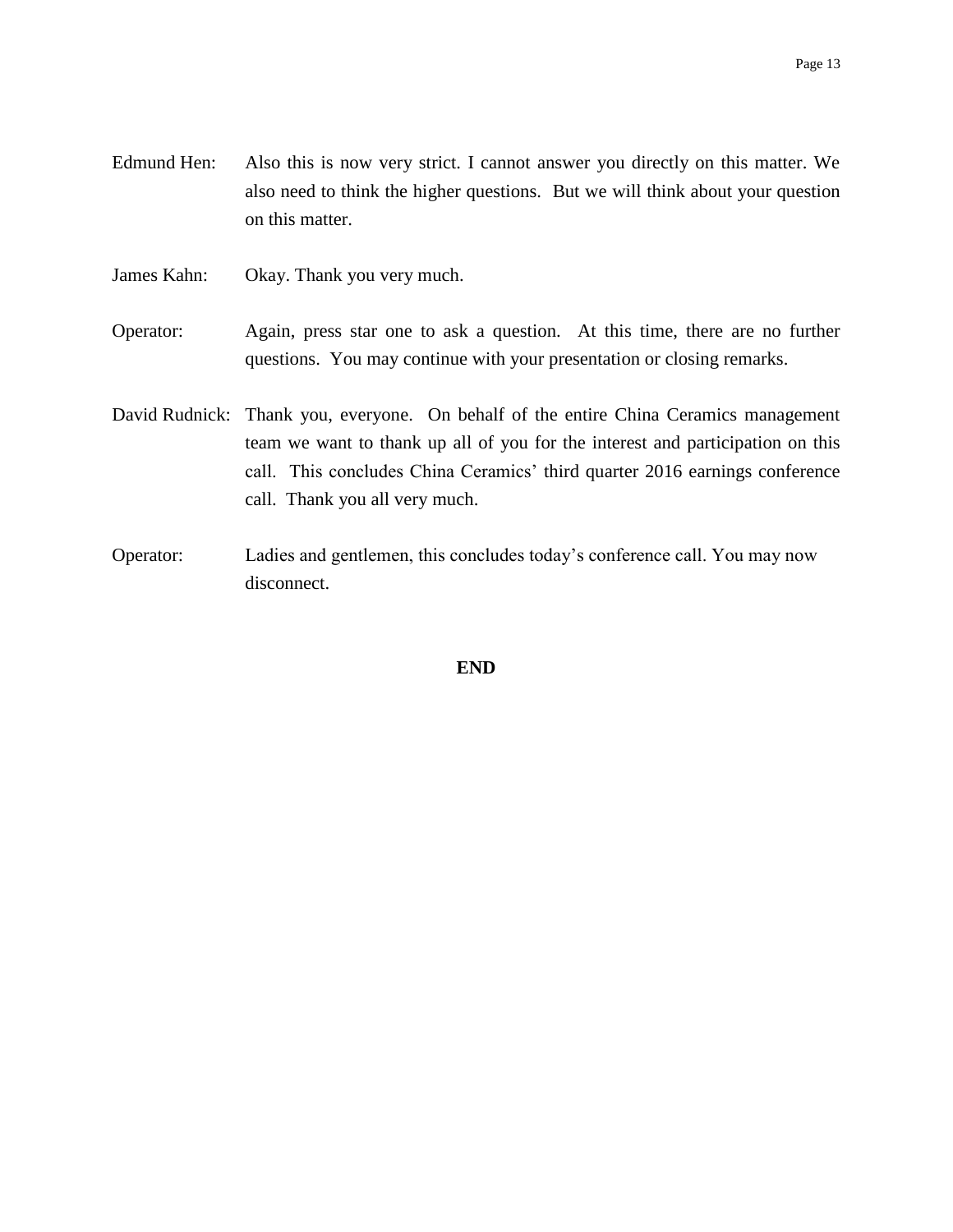Edmund Hen: Also this is now very strict. I cannot answer you directly on this matter. We also need to think the higher questions. But we will think about your question on this matter.

James Kahn: Okay. Thank you very much.

Operator: Again, press star one to ask a question. At this time, there are no further questions. You may continue with your presentation or closing remarks.

David Rudnick: Thank you, everyone. On behalf of the entire China Ceramics management team we want to thank up all of you for the interest and participation on this call. This concludes China Ceramics' third quarter 2016 earnings conference call. Thank you all very much.

Operator: Ladies and gentlemen, this concludes today's conference call. You may now disconnect.

**END**